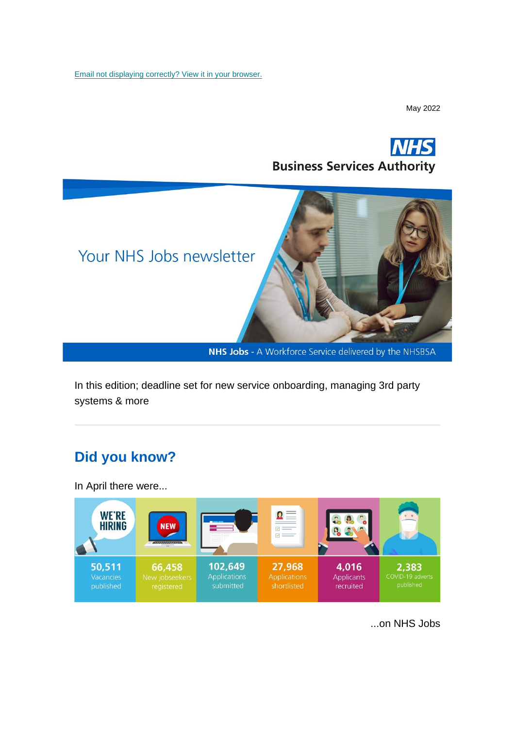Email not displaying correctly? View it in your browser.

May 2022

NHS Business Services Authority

# Your NHS Jobs newsletter

**NHS Jobs** - A Workforce Service delivered by the NHSBSA

In this edition; deadline set for new service onboarding, managing 3rd party systems & more

---

## Did you know?

In April there were...

| 50,511 | 66,458 | 102,649 | 27,968 | 4,016 | 2,383 |
|---|---|---|---|---|---|
| Vacancies published | New jobseekers registered | Applications submitted | Applications shortlisted | Applicants recruited | COVID-19 adverts published |

...on NHS Jobs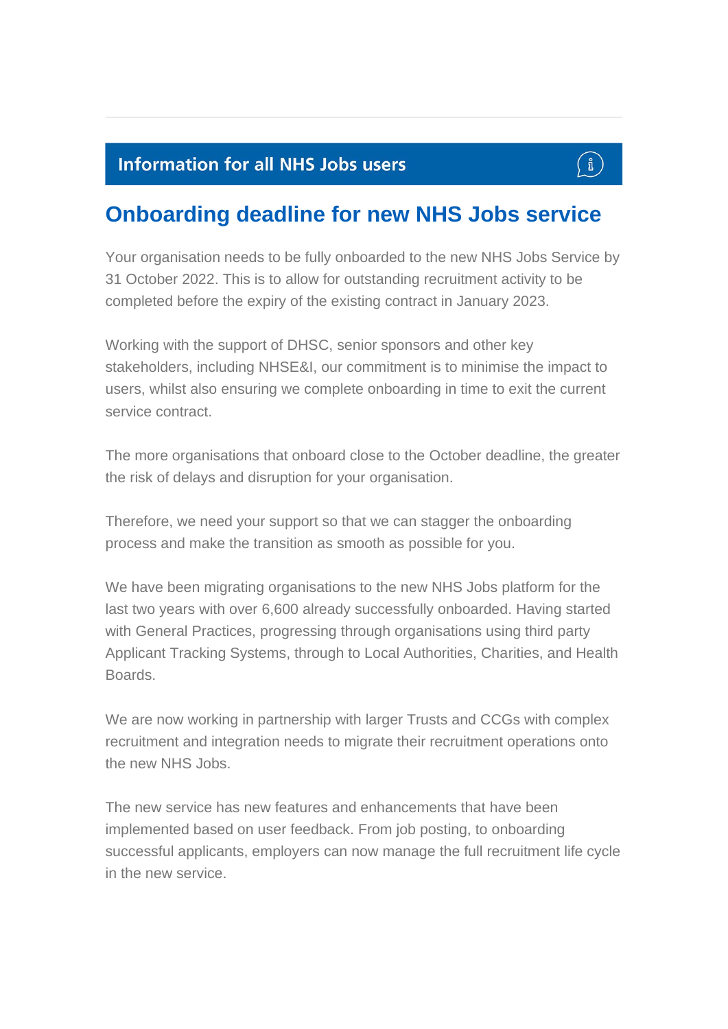## Information for all NHS Jobs users

# Onboarding deadline for new NHS Jobs service

Your organisation needs to be fully onboarded to the new NHS Jobs Service by 31 October 2022. This is to allow for outstanding recruitment activity to be completed before the expiry of the existing contract in January 2023.

Working with the support of DHSC, senior sponsors and other key stakeholders, including NHSE&I, our commitment is to minimise the impact to users, whilst also ensuring we complete onboarding in time to exit the current service contract.

The more organisations that onboard close to the October deadline, the greater the risk of delays and disruption for your organisation.

Therefore, we need your support so that we can stagger the onboarding process and make the transition as smooth as possible for you.

We have been migrating organisations to the new NHS Jobs platform for the last two years with over 6,600 already successfully onboarded. Having started with General Practices, progressing through organisations using third party Applicant Tracking Systems, through to Local Authorities, Charities, and Health Boards.

We are now working in partnership with larger Trusts and CCGs with complex recruitment and integration needs to migrate their recruitment operations onto the new NHS Jobs.

The new service has new features and enhancements that have been implemented based on user feedback. From job posting, to onboarding successful applicants, employers can now manage the full recruitment life cycle in the new service.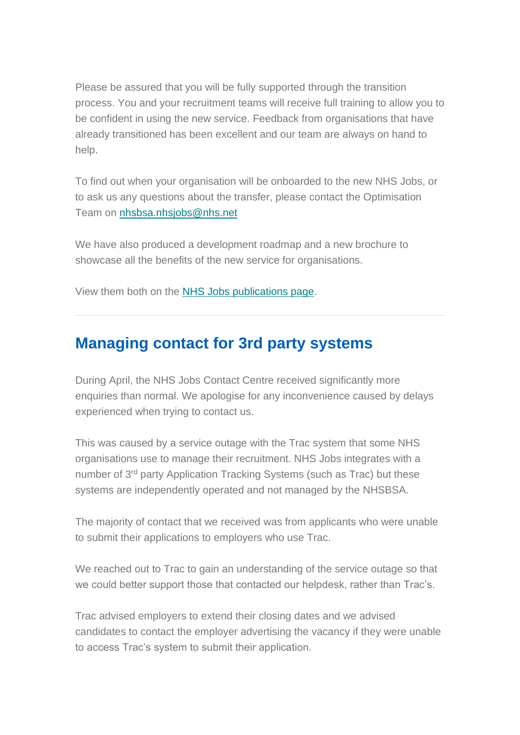Please be assured that you will be fully supported through the transition process. You and your recruitment teams will receive full training to allow you to be confident in using the new service. Feedback from organisations that have already transitioned has been excellent and our team are always on hand to help.

To find out when your organisation will be onboarded to the new NHS Jobs, or to ask us any questions about the transfer, please contact the Optimisation Team on [nhsbsa.nhsjobs@nhs.net](mailto:nhsbsa.nhsjobs@nhs.net)

We have also produced a development roadmap and a new brochure to showcase all the benefits of the new service for organisations.

View them both on the NHS Jobs publications page.

---

## Managing contact for 3rd party systems

During April, the NHS Jobs Contact Centre received significantly more enquiries than normal. We apologise for any inconvenience caused by delays experienced when trying to contact us.

This was caused by a service outage with the Trac system that some NHS organisations use to manage their recruitment. NHS Jobs integrates with a number of 3rd party Application Tracking Systems (such as Trac) but these systems are independently operated and not managed by the NHSBSA.

The majority of contact that we received was from applicants who were unable to submit their applications to employers who use Trac.

We reached out to Trac to gain an understanding of the service outage so that we could better support those that contacted our helpdesk, rather than Trac's.

Trac advised employers to extend their closing dates and we advised candidates to contact the employer advertising the vacancy if they were unable to access Trac's system to submit their application.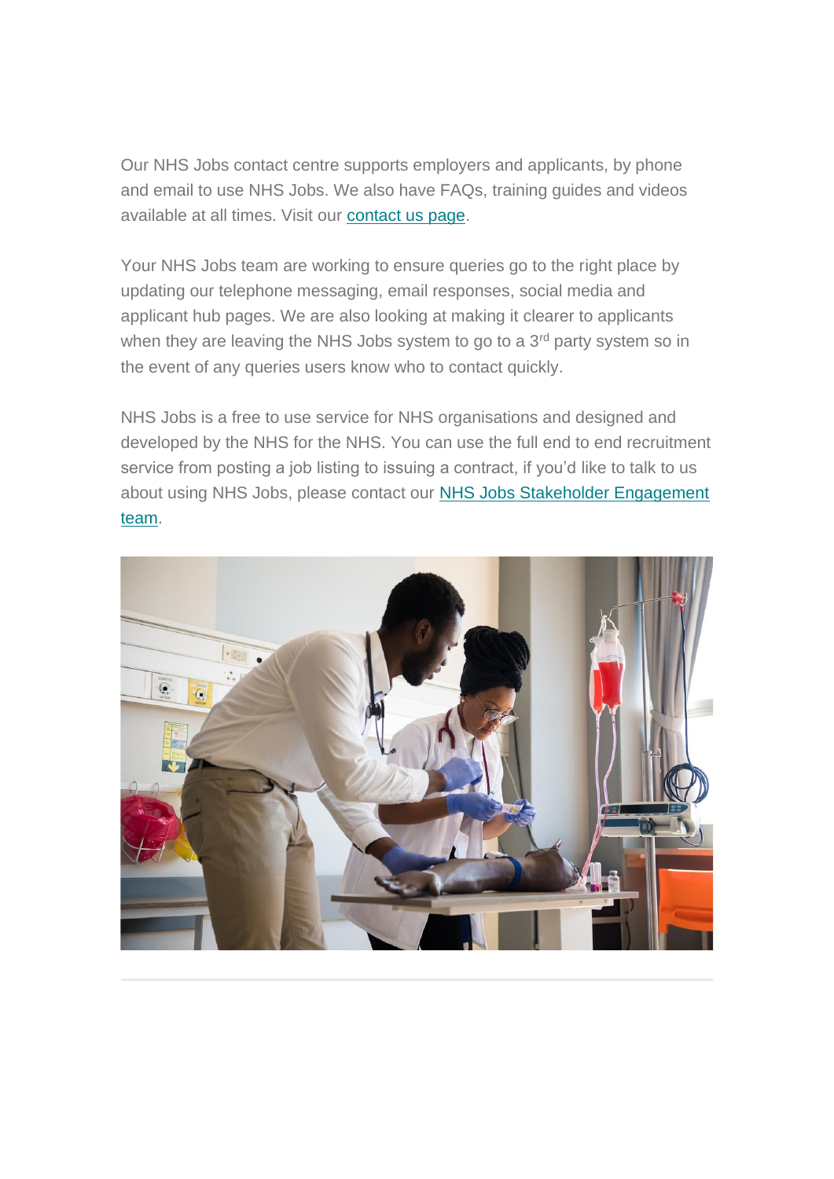Our NHS Jobs contact centre supports employers and applicants, by phone and email to use NHS Jobs. We also have FAQs, training guides and videos available at all times. Visit our [contact us page](#).

Your NHS Jobs team are working to ensure queries go to the right place by updating our telephone messaging, email responses, social media and applicant hub pages. We are also looking at making it clearer to applicants when they are leaving the NHS Jobs system to go to a 3rd party system so in the event of any queries users know who to contact quickly.

NHS Jobs is a free to use service for NHS organisations and designed and developed by the NHS for the NHS. You can use the full end to end recruitment service from posting a job listing to issuing a contract, if you'd like to talk to us about using NHS Jobs, please contact our [NHS Jobs Stakeholder Engagement team](#).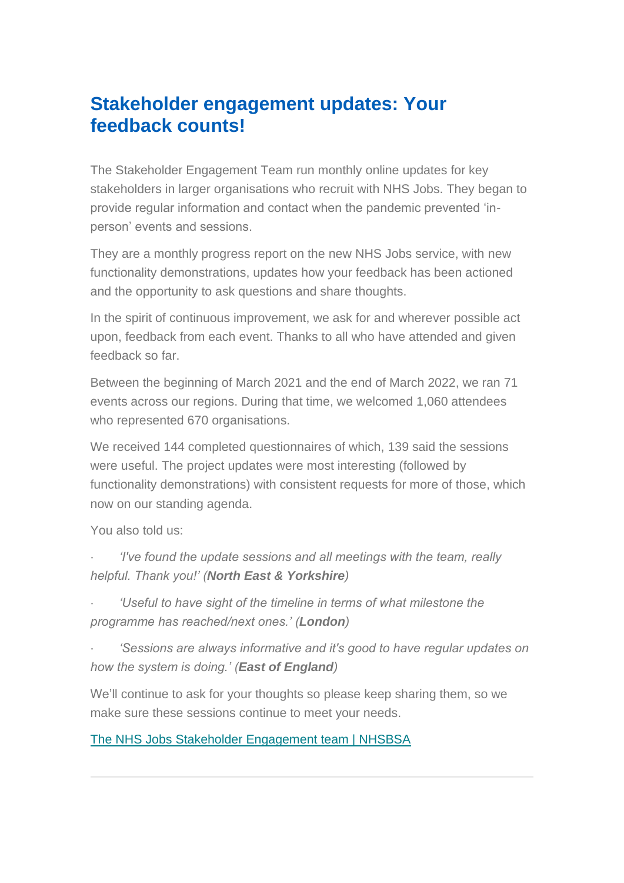## Stakeholder engagement updates: Your feedback counts!

The Stakeholder Engagement Team run monthly online updates for key stakeholders in larger organisations who recruit with NHS Jobs. They began to provide regular information and contact when the pandemic prevented 'in-person' events and sessions.

They are a monthly progress report on the new NHS Jobs service, with new functionality demonstrations, updates how your feedback has been actioned and the opportunity to ask questions and share thoughts.

In the spirit of continuous improvement, we ask for and wherever possible act upon, feedback from each event. Thanks to all who have attended and given feedback so far.

Between the beginning of March 2021 and the end of March 2022, we ran 71 events across our regions. During that time, we welcomed 1,060 attendees who represented 670 organisations.

We received 144 completed questionnaires of which, 139 said the sessions were useful. The project updates were most interesting (followed by functionality demonstrations) with consistent requests for more of those, which now on our standing agenda.

You also told us:

- *'I've found the update sessions and all meetings with the team, really helpful. Thank you!' (**North East & Yorkshire**)*
- *'Useful to have sight of the timeline in terms of what milestone the programme has reached/next ones.' (**London**)*
- *'Sessions are always informative and it's good to have regular updates on how the system is doing.' (**East of England**)*

We'll continue to ask for your thoughts so please keep sharing them, so we make sure these sessions continue to meet your needs.

[The NHS Jobs Stakeholder Engagement team | NHSBSA]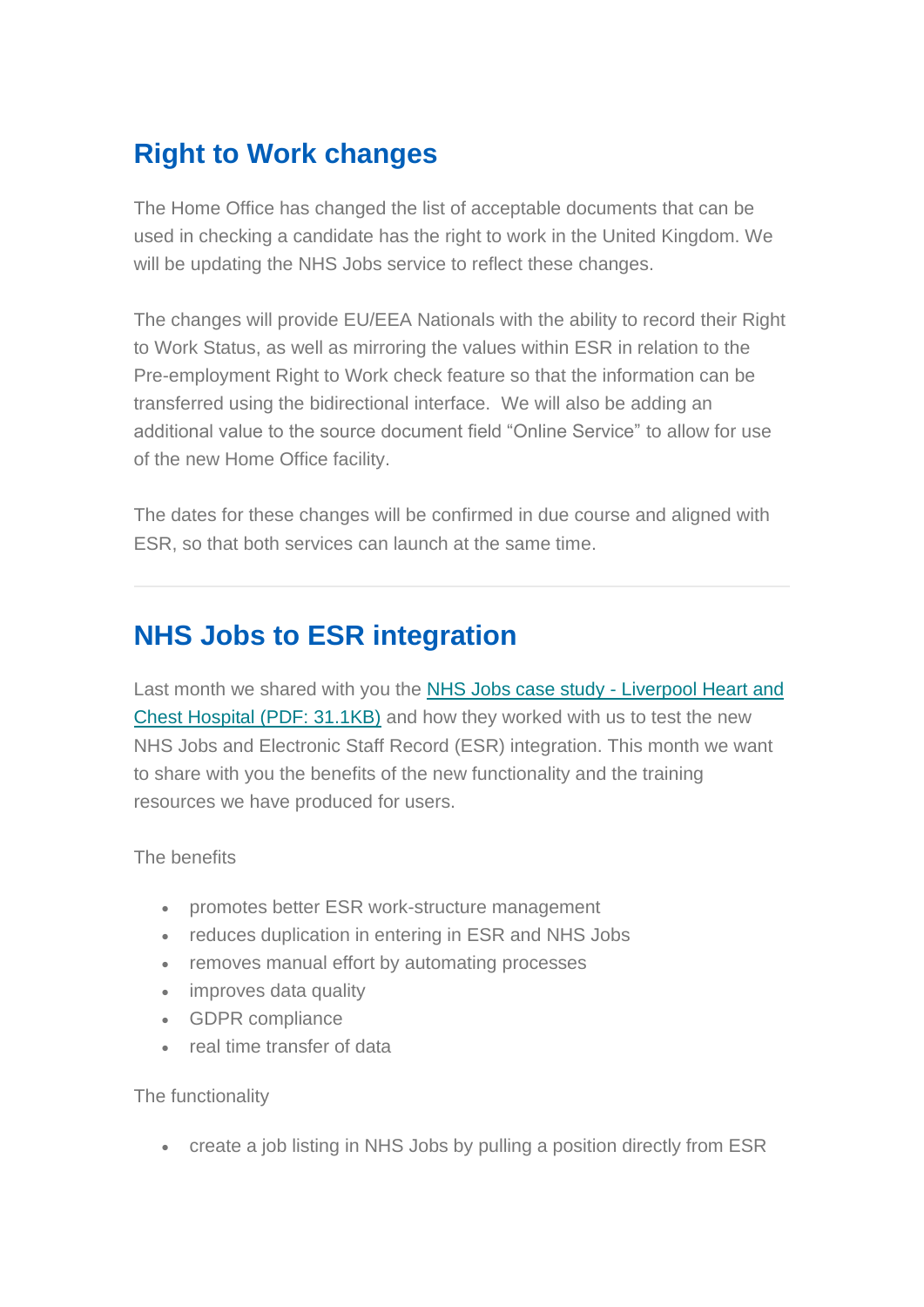## Right to Work changes

The Home Office has changed the list of acceptable documents that can be used in checking a candidate has the right to work in the United Kingdom. We will be updating the NHS Jobs service to reflect these changes.

The changes will provide EU/EEA Nationals with the ability to record their Right to Work Status, as well as mirroring the values within ESR in relation to the Pre-employment Right to Work check feature so that the information can be transferred using the bidirectional interface. We will also be adding an additional value to the source document field "Online Service" to allow for use of the new Home Office facility.

The dates for these changes will be confirmed in due course and aligned with ESR, so that both services can launch at the same time.

---

## NHS Jobs to ESR integration

Last month we shared with you the NHS Jobs case study - Liverpool Heart and Chest Hospital (PDF: 31.1KB) and how they worked with us to test the new NHS Jobs and Electronic Staff Record (ESR) integration. This month we want to share with you the benefits of the new functionality and the training resources we have produced for users.

The benefits

- promotes better ESR work-structure management
- reduces duplication in entering in ESR and NHS Jobs
- removes manual effort by automating processes
- improves data quality
- GDPR compliance
- real time transfer of data

The functionality

- create a job listing in NHS Jobs by pulling a position directly from ESR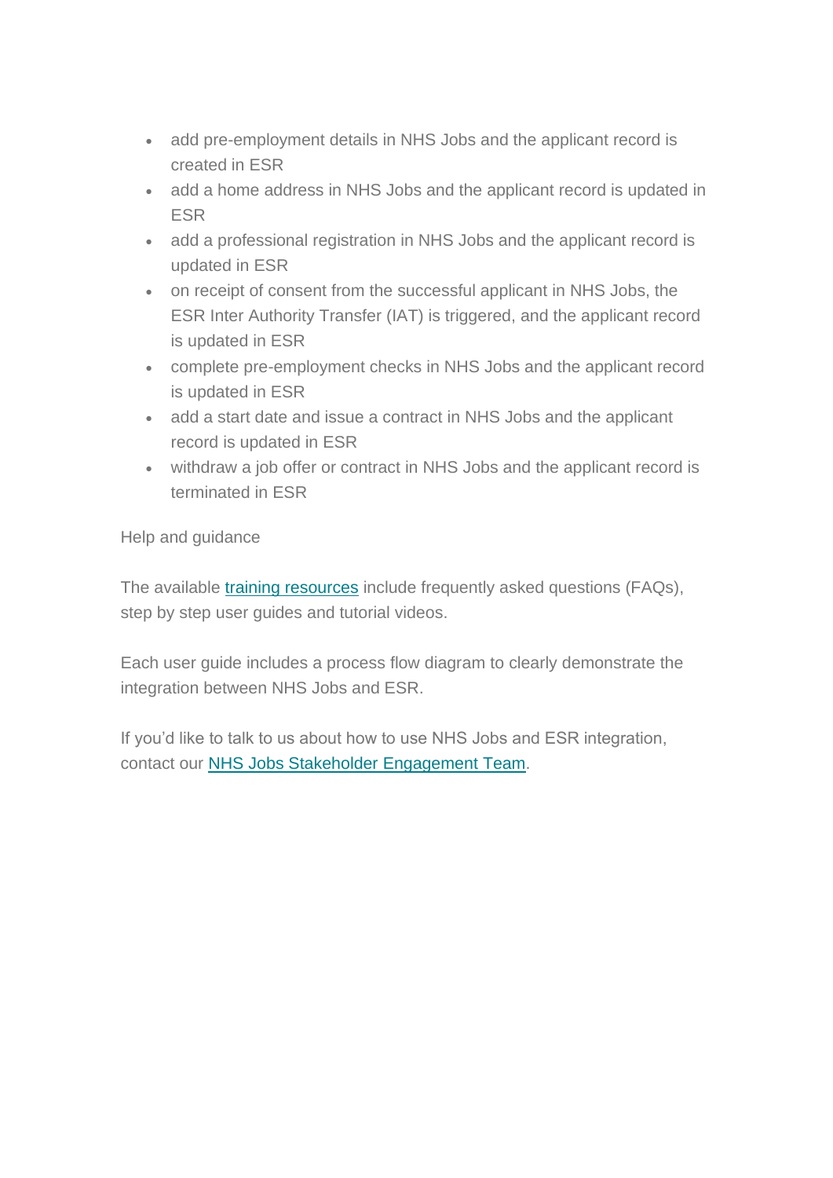- add pre-employment details in NHS Jobs and the applicant record is created in ESR
- add a home address in NHS Jobs and the applicant record is updated in ESR
- add a professional registration in NHS Jobs and the applicant record is updated in ESR
- on receipt of consent from the successful applicant in NHS Jobs, the ESR Inter Authority Transfer (IAT) is triggered, and the applicant record is updated in ESR
- complete pre-employment checks in NHS Jobs and the applicant record is updated in ESR
- add a start date and issue a contract in NHS Jobs and the applicant record is updated in ESR
- withdraw a job offer or contract in NHS Jobs and the applicant record is terminated in ESR

Help and guidance

The available training resources include frequently asked questions (FAQs), step by step user guides and tutorial videos.

Each user guide includes a process flow diagram to clearly demonstrate the integration between NHS Jobs and ESR.

If you'd like to talk to us about how to use NHS Jobs and ESR integration, contact our NHS Jobs Stakeholder Engagement Team.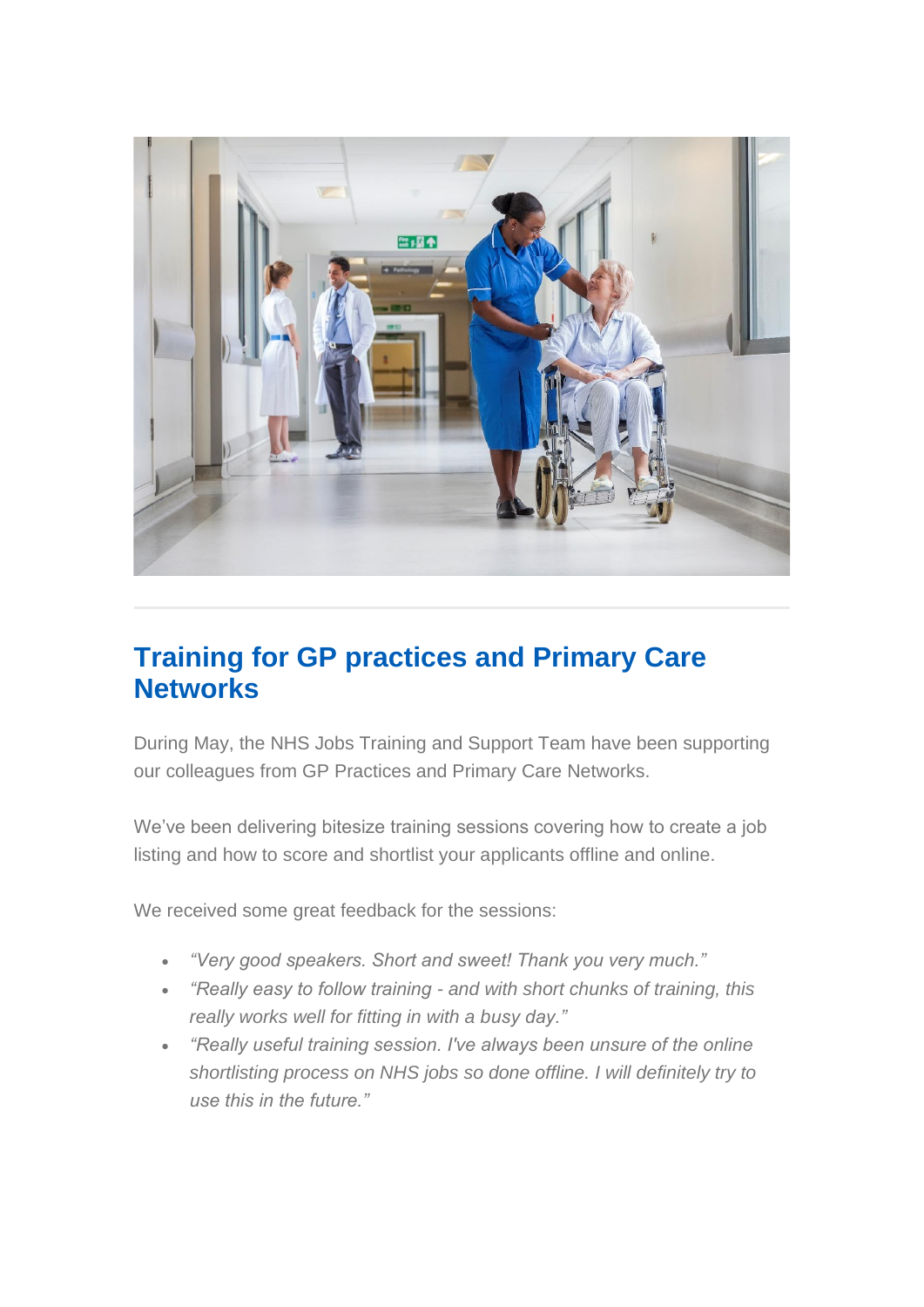## Training for GP practices and Primary Care Networks

During May, the NHS Jobs Training and Support Team have been supporting our colleagues from GP Practices and Primary Care Networks.

We've been delivering bitesize training sessions covering how to create a job listing and how to score and shortlist your applicants offline and online.

We received some great feedback for the sessions:

- *"Very good speakers. Short and sweet! Thank you very much."*
- *"Really easy to follow training - and with short chunks of training, this really works well for fitting in with a busy day."*
- *"Really useful training session. I've always been unsure of the online shortlisting process on NHS jobs so done offline. I will definitely try to use this in the future."*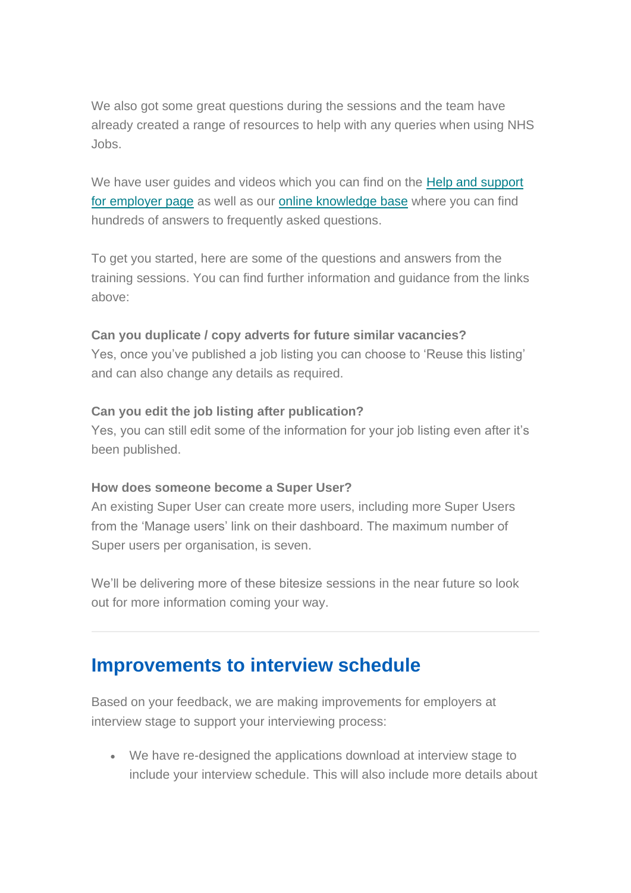We also got some great questions during the sessions and the team have already created a range of resources to help with any queries when using NHS Jobs.

We have user guides and videos which you can find on the Help and support for employer page as well as our online knowledge base where you can find hundreds of answers to frequently asked questions.

To get you started, here are some of the questions and answers from the training sessions. You can find further information and guidance from the links above:

**Can you duplicate / copy adverts for future similar vacancies?**
Yes, once you've published a job listing you can choose to 'Reuse this listing' and can also change any details as required.

**Can you edit the job listing after publication?**
Yes, you can still edit some of the information for your job listing even after it's been published.

**How does someone become a Super User?**
An existing Super User can create more users, including more Super Users from the 'Manage users' link on their dashboard. The maximum number of Super users per organisation, is seven.

We'll be delivering more of these bitesize sessions in the near future so look out for more information coming your way.

---

## Improvements to interview schedule

Based on your feedback, we are making improvements for employers at interview stage to support your interviewing process:

- We have re-designed the applications download at interview stage to include your interview schedule. This will also include more details about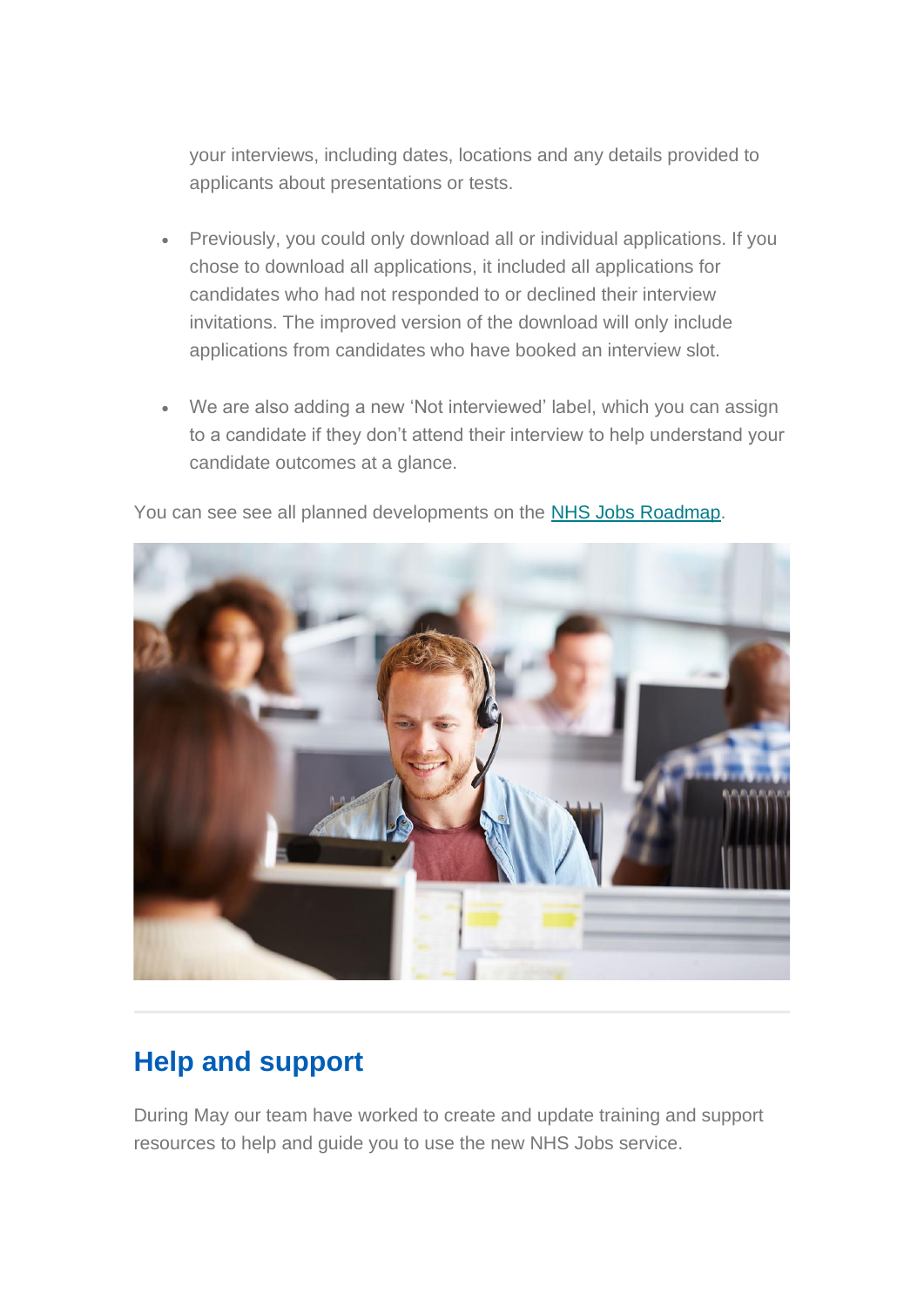your interviews, including dates, locations and any details provided to applicants about presentations or tests.

- Previously, you could only download all or individual applications. If you chose to download all applications, it included all applications for candidates who had not responded to or declined their interview invitations. The improved version of the download will only include applications from candidates who have booked an interview slot.

- We are also adding a new 'Not interviewed' label, which you can assign to a candidate if they don't attend their interview to help understand your candidate outcomes at a glance.

You can see see all planned developments on the [NHS Jobs Roadmap](NHS Jobs Roadmap).

---

## Help and support

During May our team have worked to create and update training and support resources to help and guide you to use the new NHS Jobs service.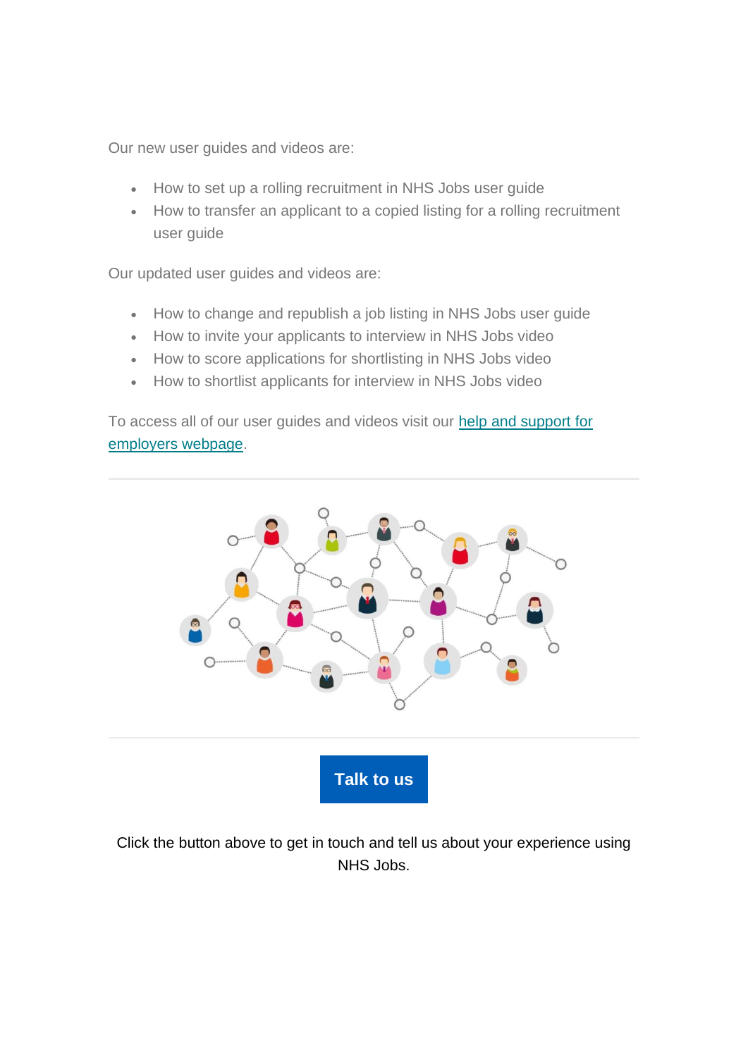Our new user guides and videos are:

- How to set up a rolling recruitment in NHS Jobs user guide
- How to transfer an applicant to a copied listing for a rolling recruitment user guide

Our updated user guides and videos are:

- How to change and republish a job listing in NHS Jobs user guide
- How to invite your applicants to interview in NHS Jobs video
- How to score applications for shortlisting in NHS Jobs video
- How to shortlist applicants for interview in NHS Jobs video

To access all of our user guides and videos visit our help and support for employers webpage.

---

**Talk to us**

Click the button above to get in touch and tell us about your experience using NHS Jobs.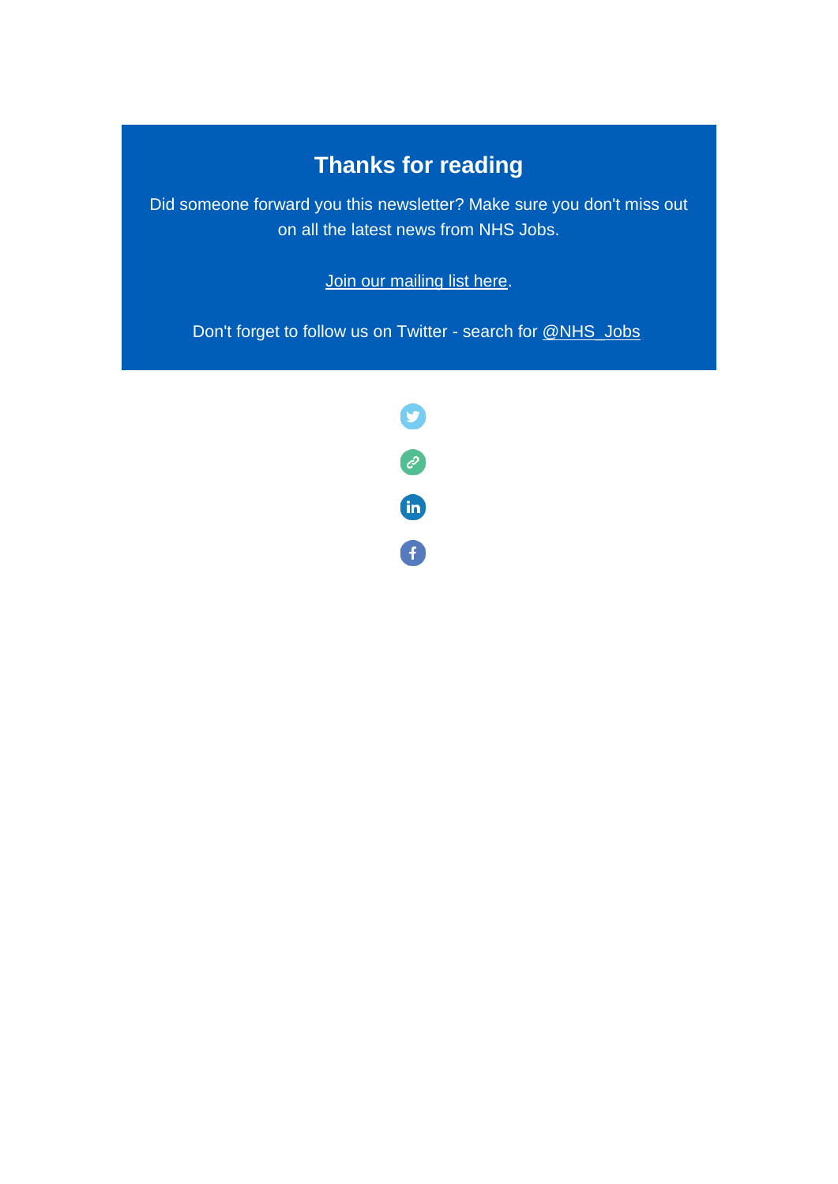## Thanks for reading

Did someone forward you this newsletter? Make sure you don't miss out on all the latest news from NHS Jobs.

Join our mailing list here.

Don't forget to follow us on Twitter - search for @NHS_Jobs